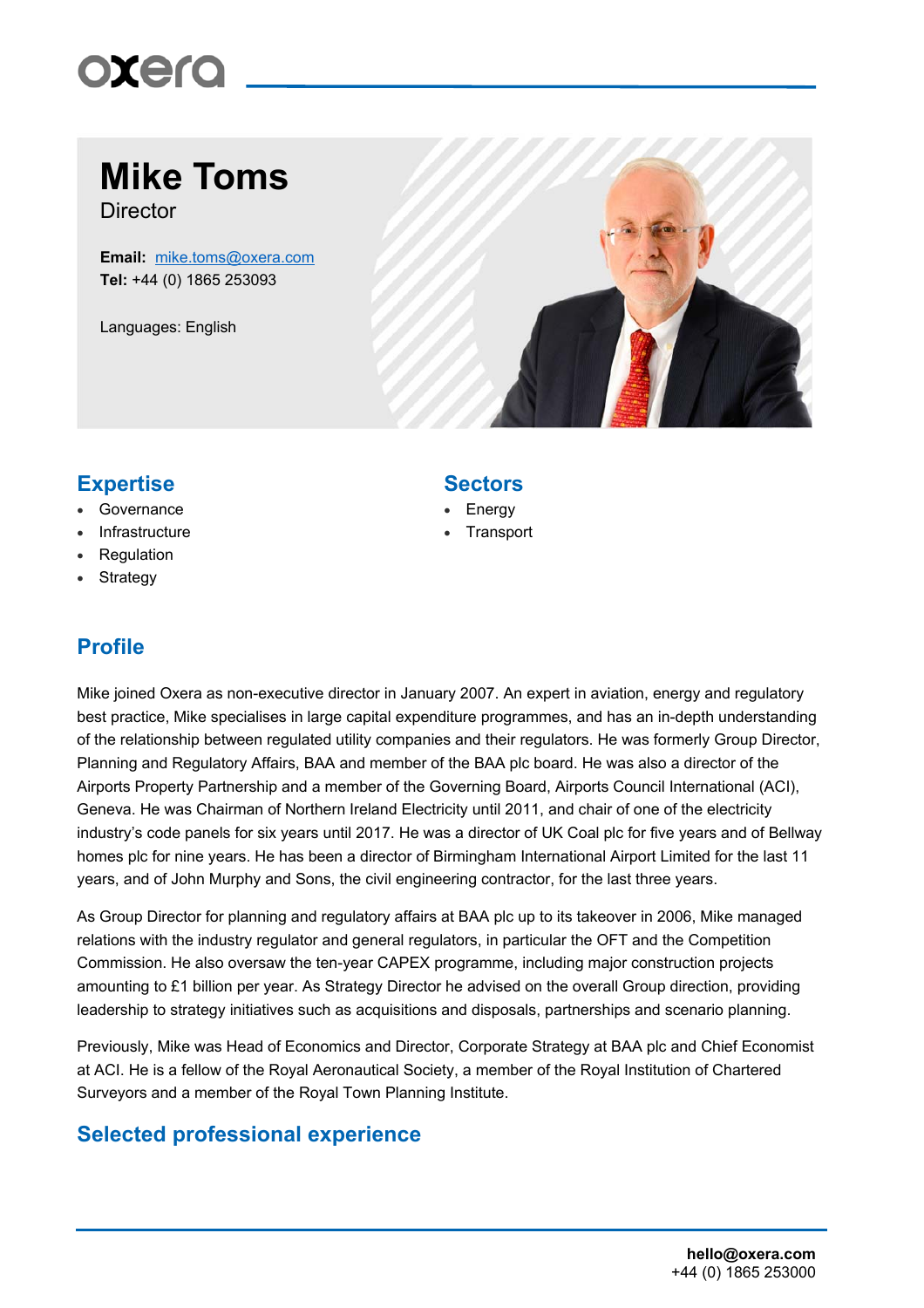# Mike Toms

Director

**Email:** mike.toms@oxera.com
**Tel:** +44 (0) 1865 253093

Languages: English

## Expertise

- Governance
- Infrastructure
- Regulation
- Strategy

## Sectors

- Energy
- Transport

## Profile

Mike joined Oxera as non-executive director in January 2007. An expert in aviation, energy and regulatory best practice, Mike specialises in large capital expenditure programmes, and has an in-depth understanding of the relationship between regulated utility companies and their regulators. He was formerly Group Director, Planning and Regulatory Affairs, BAA and member of the BAA plc board. He was also a director of the Airports Property Partnership and a member of the Governing Board, Airports Council International (ACI), Geneva. He was Chairman of Northern Ireland Electricity until 2011, and chair of one of the electricity industry's code panels for six years until 2017. He was a director of UK Coal plc for five years and of Bellway homes plc for nine years. He has been a director of Birmingham International Airport Limited for the last 11 years, and of John Murphy and Sons, the civil engineering contractor, for the last three years.

As Group Director for planning and regulatory affairs at BAA plc up to its takeover in 2006, Mike managed relations with the industry regulator and general regulators, in particular the OFT and the Competition Commission. He also oversaw the ten-year CAPEX programme, including major construction projects amounting to £1 billion per year. As Strategy Director he advised on the overall Group direction, providing leadership to strategy initiatives such as acquisitions and disposals, partnerships and scenario planning.

Previously, Mike was Head of Economics and Director, Corporate Strategy at BAA plc and Chief Economist at ACI. He is a fellow of the Royal Aeronautical Society, a member of the Royal Institution of Chartered Surveyors and a member of the Royal Town Planning Institute.

## Selected professional experience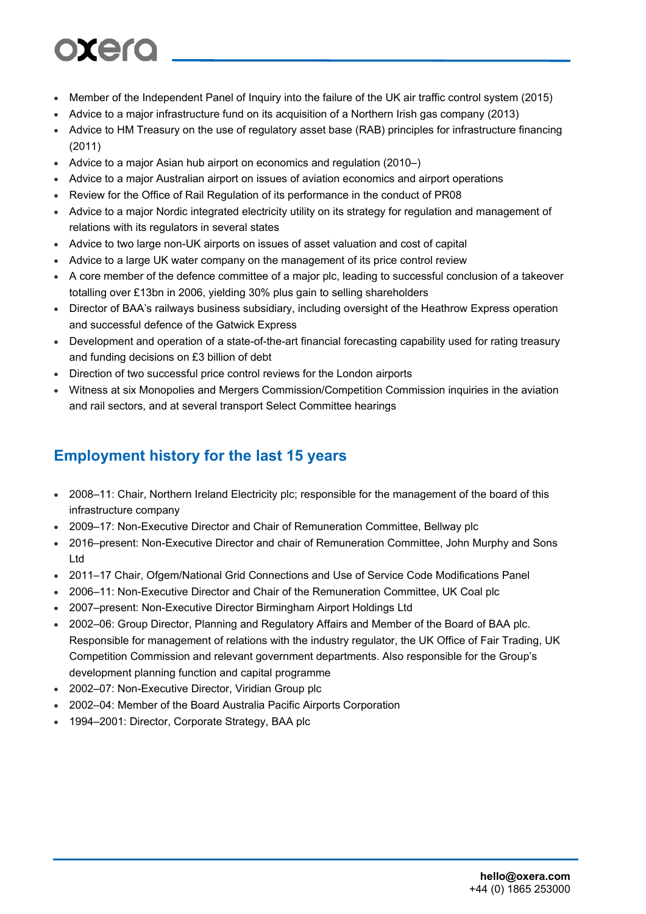- Member of the Independent Panel of Inquiry into the failure of the UK air traffic control system (2015)
- Advice to a major infrastructure fund on its acquisition of a Northern Irish gas company (2013)
- Advice to HM Treasury on the use of regulatory asset base (RAB) principles for infrastructure financing (2011)
- Advice to a major Asian hub airport on economics and regulation (2010–)
- Advice to a major Australian airport on issues of aviation economics and airport operations
- Review for the Office of Rail Regulation of its performance in the conduct of PR08
- Advice to a major Nordic integrated electricity utility on its strategy for regulation and management of relations with its regulators in several states
- Advice to two large non-UK airports on issues of asset valuation and cost of capital
- Advice to a large UK water company on the management of its price control review
- A core member of the defence committee of a major plc, leading to successful conclusion of a takeover totalling over £13bn in 2006, yielding 30% plus gain to selling shareholders
- Director of BAA's railways business subsidiary, including oversight of the Heathrow Express operation and successful defence of the Gatwick Express
- Development and operation of a state-of-the-art financial forecasting capability used for rating treasury and funding decisions on £3 billion of debt
- Direction of two successful price control reviews for the London airports
- Witness at six Monopolies and Mergers Commission/Competition Commission inquiries in the aviation and rail sectors, and at several transport Select Committee hearings

## Employment history for the last 15 years

- 2008–11: Chair, Northern Ireland Electricity plc; responsible for the management of the board of this infrastructure company
- 2009–17: Non-Executive Director and Chair of Remuneration Committee, Bellway plc
- 2016–present: Non-Executive Director and chair of Remuneration Committee, John Murphy and Sons Ltd
- 2011–17 Chair, Ofgem/National Grid Connections and Use of Service Code Modifications Panel
- 2006–11: Non-Executive Director and Chair of the Remuneration Committee, UK Coal plc
- 2007–present: Non-Executive Director Birmingham Airport Holdings Ltd
- 2002–06: Group Director, Planning and Regulatory Affairs and Member of the Board of BAA plc. Responsible for management of relations with the industry regulator, the UK Office of Fair Trading, UK Competition Commission and relevant government departments. Also responsible for the Group's development planning function and capital programme
- 2002–07: Non-Executive Director, Viridian Group plc
- 2002–04: Member of the Board Australia Pacific Airports Corporation
- 1994–2001: Director, Corporate Strategy, BAA plc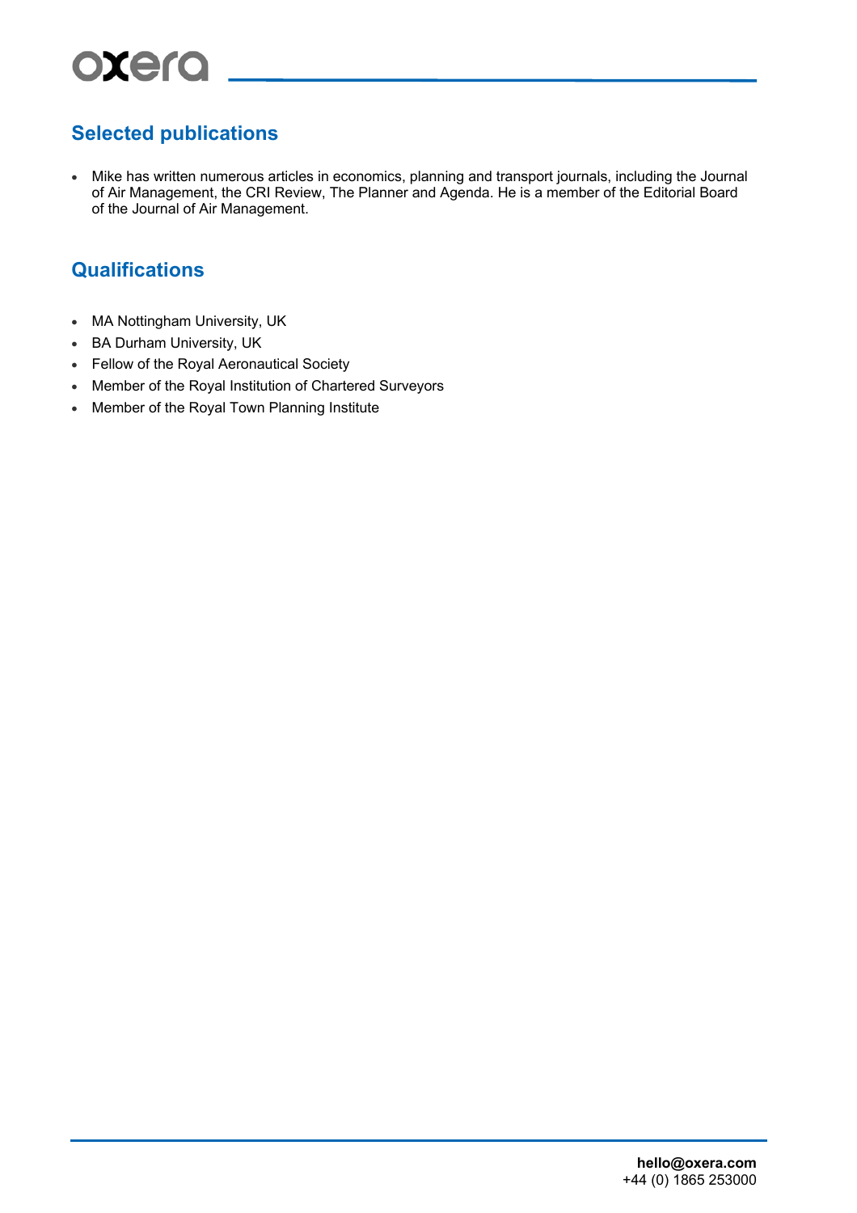## Selected publications

- Mike has written numerous articles in economics, planning and transport journals, including the Journal of Air Management, the CRI Review, The Planner and Agenda. He is a member of the Editorial Board of the Journal of Air Management.

## Qualifications

- MA Nottingham University, UK
- BA Durham University, UK
- Fellow of the Royal Aeronautical Society
- Member of the Royal Institution of Chartered Surveyors
- Member of the Royal Town Planning Institute